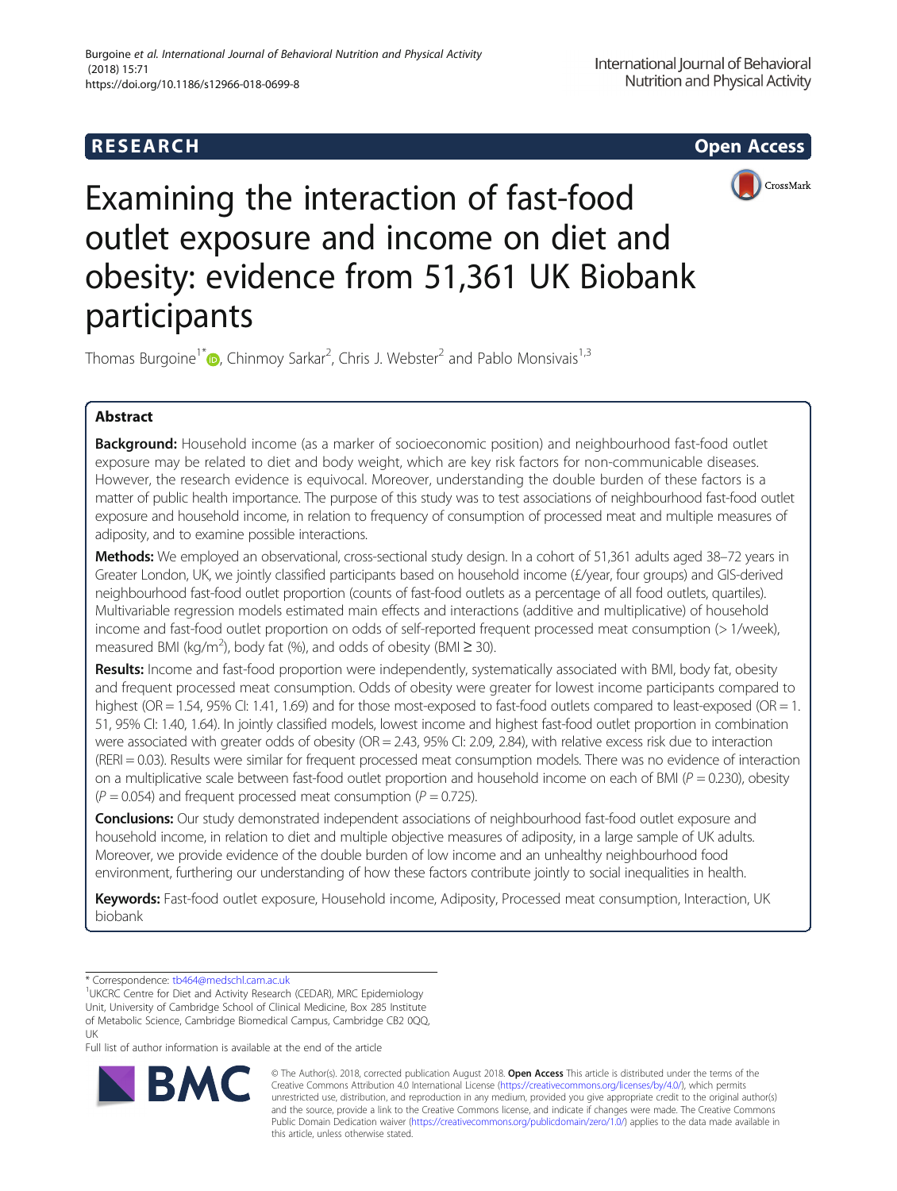RESEARCH

Open Access

# Examining the interaction of fast-food outlet exposure and income on diet and obesity: evidence from 51,361 UK Biobank participants

Thomas Burgoine[1*], Chinmoy Sarkar[2], Chris J. Webster[2] and Pablo Monsivais[1,3]

## Abstract

**Background:** Household income (as a marker of socioeconomic position) and neighbourhood fast-food outlet exposure may be related to diet and body weight, which are key risk factors for non-communicable diseases. However, the research evidence is equivocal. Moreover, understanding the double burden of these factors is a matter of public health importance. The purpose of this study was to test associations of neighbourhood fast-food outlet exposure and household income, in relation to frequency of consumption of processed meat and multiple measures of adiposity, and to examine possible interactions.

**Methods:** We employed an observational, cross-sectional study design. In a cohort of 51,361 adults aged 38–72 years in Greater London, UK, we jointly classified participants based on household income (£/year, four groups) and GIS-derived neighbourhood fast-food outlet proportion (counts of fast-food outlets as a percentage of all food outlets, quartiles). Multivariable regression models estimated main effects and interactions (additive and multiplicative) of household income and fast-food outlet proportion on odds of self-reported frequent processed meat consumption (> 1/week), measured BMI (kg/m$^2$), body fat (%), and odds of obesity (BMI ≥ 30).

**Results:** Income and fast-food proportion were independently, systematically associated with BMI, body fat, obesity and frequent processed meat consumption. Odds of obesity were greater for lowest income participants compared to highest (OR = 1.54, 95% CI: 1.41, 1.69) and for those most-exposed to fast-food outlets compared to least-exposed (OR = 1.51, 95% CI: 1.40, 1.64). In jointly classified models, lowest income and highest fast-food outlet proportion in combination were associated with greater odds of obesity (OR = 2.43, 95% CI: 2.09, 2.84), with relative excess risk due to interaction (RERI = 0.03). Results were similar for frequent processed meat consumption models. There was no evidence of interaction on a multiplicative scale between fast-food outlet proportion and household income on each of BMI ($P$ = 0.230), obesity ($P$ = 0.054) and frequent processed meat consumption ($P$ = 0.725).

**Conclusions:** Our study demonstrated independent associations of neighbourhood fast-food outlet exposure and household income, in relation to diet and multiple objective measures of adiposity, in a large sample of UK adults. Moreover, we provide evidence of the double burden of low income and an unhealthy neighbourhood food environment, furthering our understanding of how these factors contribute jointly to social inequalities in health.

**Keywords:** Fast-food outlet exposure, Household income, Adiposity, Processed meat consumption, Interaction, UK biobank

---

* Correspondence: tb464@medschl.cam.ac.uk

[1]UKCRC Centre for Diet and Activity Research (CEDAR), MRC Epidemiology Unit, University of Cambridge School of Clinical Medicine, Box 285 Institute of Metabolic Science, Cambridge Biomedical Campus, Cambridge CB2 0QQ, UK

Full list of author information is available at the end of the article

© The Author(s). 2018, corrected publication August 2018. **Open Access** This article is distributed under the terms of the Creative Commons Attribution 4.0 International License (https://creativecommons.org/licenses/by/4.0/), which permits unrestricted use, distribution, and reproduction in any medium, provided you give appropriate credit to the original author(s) and the source, provide a link to the Creative Commons license, and indicate if changes were made. The Creative Commons Public Domain Dedication waiver (https://creativecommons.org/publicdomain/zero/1.0/) applies to the data made available in this article, unless otherwise stated.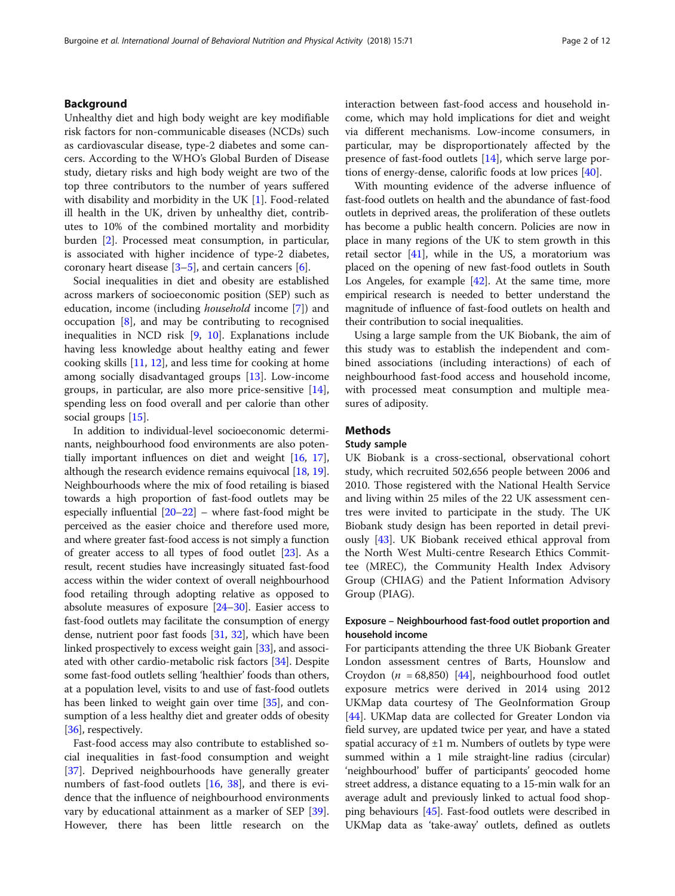## Background

Unhealthy diet and high body weight are key modifiable risk factors for non-communicable diseases (NCDs) such as cardiovascular disease, type-2 diabetes and some cancers. According to the WHO's Global Burden of Disease study, dietary risks and high body weight are two of the top three contributors to the number of years suffered with disability and morbidity in the UK [1]. Food-related ill health in the UK, driven by unhealthy diet, contributes to 10% of the combined mortality and morbidity burden [2]. Processed meat consumption, in particular, is associated with higher incidence of type-2 diabetes, coronary heart disease [3–5], and certain cancers [6].

Social inequalities in diet and obesity are established across markers of socioeconomic position (SEP) such as education, income (including *household* income [7]) and occupation [8], and may be contributing to recognised inequalities in NCD risk [9, 10]. Explanations include having less knowledge about healthy eating and fewer cooking skills [11, 12], and less time for cooking at home among socially disadvantaged groups [13]. Low-income groups, in particular, are also more price-sensitive [14], spending less on food overall and per calorie than other social groups [15].

In addition to individual-level socioeconomic determinants, neighbourhood food environments are also potentially important influences on diet and weight [16, 17], although the research evidence remains equivocal [18, 19]. Neighbourhoods where the mix of food retailing is biased towards a high proportion of fast-food outlets may be especially influential [20–22] – where fast-food might be perceived as the easier choice and therefore used more, and where greater fast-food access is not simply a function of greater access to all types of food outlet [23]. As a result, recent studies have increasingly situated fast-food access within the wider context of overall neighbourhood food retailing through adopting relative as opposed to absolute measures of exposure [24–30]. Easier access to fast-food outlets may facilitate the consumption of energy dense, nutrient poor fast foods [31, 32], which have been linked prospectively to excess weight gain [33], and associated with other cardio-metabolic risk factors [34]. Despite some fast-food outlets selling 'healthier' foods than others, at a population level, visits to and use of fast-food outlets has been linked to weight gain over time [35], and consumption of a less healthy diet and greater odds of obesity [36], respectively.

Fast-food access may also contribute to established social inequalities in fast-food consumption and weight [37]. Deprived neighbourhoods have generally greater numbers of fast-food outlets [16, 38], and there is evidence that the influence of neighbourhood environments vary by educational attainment as a marker of SEP [39]. However, there has been little research on the interaction between fast-food access and household income, which may hold implications for diet and weight via different mechanisms. Low-income consumers, in particular, may be disproportionately affected by the presence of fast-food outlets [14], which serve large portions of energy-dense, calorific foods at low prices [40].

With mounting evidence of the adverse influence of fast-food outlets on health and the abundance of fast-food outlets in deprived areas, the proliferation of these outlets has become a public health concern. Policies are now in place in many regions of the UK to stem growth in this retail sector [41], while in the US, a moratorium was placed on the opening of new fast-food outlets in South Los Angeles, for example [42]. At the same time, more empirical research is needed to better understand the magnitude of influence of fast-food outlets on health and their contribution to social inequalities.

Using a large sample from the UK Biobank, the aim of this study was to establish the independent and combined associations (including interactions) of each of neighbourhood fast-food access and household income, with processed meat consumption and multiple measures of adiposity.

## Methods

### Study sample

UK Biobank is a cross-sectional, observational cohort study, which recruited 502,656 people between 2006 and 2010. Those registered with the National Health Service and living within 25 miles of the 22 UK assessment centres were invited to participate in the study. The UK Biobank study design has been reported in detail previously [43]. UK Biobank received ethical approval from the North West Multi-centre Research Ethics Committee (MREC), the Community Health Index Advisory Group (CHIAG) and the Patient Information Advisory Group (PIAG).

### Exposure – Neighbourhood fast-food outlet proportion and household income

For participants attending the three UK Biobank Greater London assessment centres of Barts, Hounslow and Croydon ($n$ = 68,850) [44], neighbourhood food outlet exposure metrics were derived in 2014 using 2012 UKMap data courtesy of The GeoInformation Group [44]. UKMap data are collected for Greater London via field survey, are updated twice per year, and have a stated spatial accuracy of ±1 m. Numbers of outlets by type were summed within a 1 mile straight-line radius (circular) 'neighbourhood' buffer of participants' geocoded home street address, a distance equating to a 15-min walk for an average adult and previously linked to actual food shopping behaviours [45]. Fast-food outlets were described in UKMap data as 'take-away' outlets, defined as outlets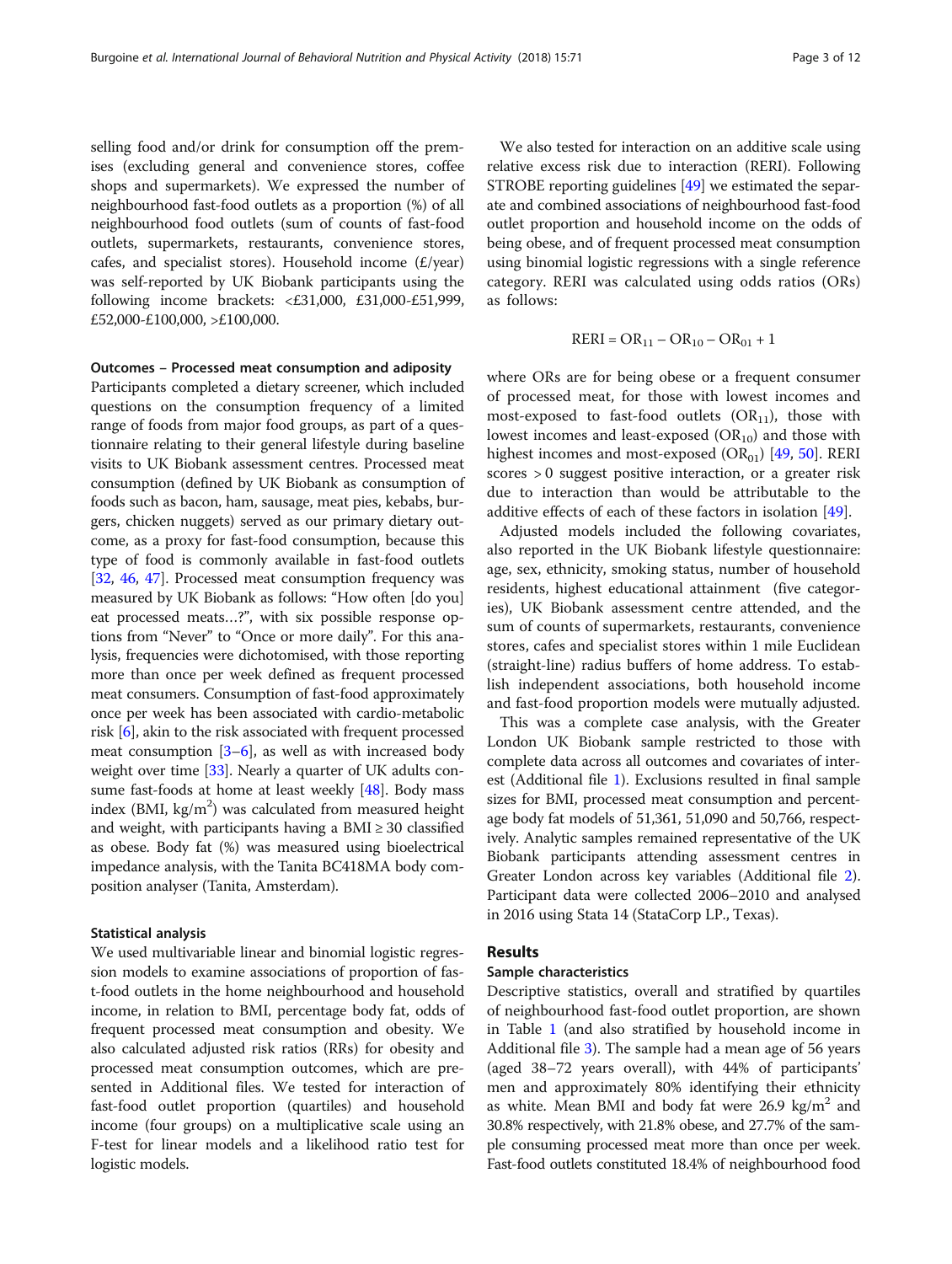selling food and/or drink for consumption off the premises (excluding general and convenience stores, coffee shops and supermarkets). We expressed the number of neighbourhood fast-food outlets as a proportion (%) of all neighbourhood food outlets (sum of counts of fast-food outlets, supermarkets, restaurants, convenience stores, cafes, and specialist stores). Household income (£/year) was self-reported by UK Biobank participants using the following income brackets: <£31,000, £31,000-£51,999, £52,000-£100,000, >£100,000.

#### Outcomes – Processed meat consumption and adiposity

Participants completed a dietary screener, which included questions on the consumption frequency of a limited range of foods from major food groups, as part of a questionnaire relating to their general lifestyle during baseline visits to UK Biobank assessment centres. Processed meat consumption (defined by UK Biobank as consumption of foods such as bacon, ham, sausage, meat pies, kebabs, burgers, chicken nuggets) served as our primary dietary outcome, as a proxy for fast-food consumption, because this type of food is commonly available in fast-food outlets [32, 46, 47]. Processed meat consumption frequency was measured by UK Biobank as follows: "How often [do you] eat processed meats…?", with six possible response options from "Never" to "Once or more daily". For this analysis, frequencies were dichotomised, with those reporting more than once per week defined as frequent processed meat consumers. Consumption of fast-food approximately once per week has been associated with cardio-metabolic risk [6], akin to the risk associated with frequent processed meat consumption [3–6], as well as with increased body weight over time [33]. Nearly a quarter of UK adults consume fast-foods at home at least weekly [48]. Body mass index (BMI, $kg/m^2$) was calculated from measured height and weight, with participants having a BMI ≥ 30 classified as obese. Body fat (%) was measured using bioelectrical impedance analysis, with the Tanita BC418MA body composition analyser (Tanita, Amsterdam).

#### Statistical analysis

We used multivariable linear and binomial logistic regression models to examine associations of proportion of fast-food outlets in the home neighbourhood and household income, in relation to BMI, percentage body fat, odds of frequent processed meat consumption and obesity. We also calculated adjusted risk ratios (RRs) for obesity and processed meat consumption outcomes, which are presented in Additional files. We tested for interaction of fast-food outlet proportion (quartiles) and household income (four groups) on a multiplicative scale using an F-test for linear models and a likelihood ratio test for logistic models.

We also tested for interaction on an additive scale using relative excess risk due to interaction (RERI). Following STROBE reporting guidelines [49] we estimated the separate and combined associations of neighbourhood fast-food outlet proportion and household income on the odds of being obese, and of frequent processed meat consumption using binomial logistic regressions with a single reference category. RERI was calculated using odds ratios (ORs) as follows:

$$RERI = OR_{11} - OR_{10} - OR_{01} + 1$$

where ORs are for being obese or a frequent consumer of processed meat, for those with lowest incomes and most-exposed to fast-food outlets ($OR_{11}$), those with lowest incomes and least-exposed ($OR_{10}$) and those with highest incomes and most-exposed ($OR_{01}$) [49, 50]. RERI scores > 0 suggest positive interaction, or a greater risk due to interaction than would be attributable to the additive effects of each of these factors in isolation [49].

Adjusted models included the following covariates, also reported in the UK Biobank lifestyle questionnaire: age, sex, ethnicity, smoking status, number of household residents, highest educational attainment (five categories), UK Biobank assessment centre attended, and the sum of counts of supermarkets, restaurants, convenience stores, cafes and specialist stores within 1 mile Euclidean (straight-line) radius buffers of home address. To establish independent associations, both household income and fast-food proportion models were mutually adjusted.

This was a complete case analysis, with the Greater London UK Biobank sample restricted to those with complete data across all outcomes and covariates of interest (Additional file 1). Exclusions resulted in final sample sizes for BMI, processed meat consumption and percentage body fat models of 51,361, 51,090 and 50,766, respectively. Analytic samples remained representative of the UK Biobank participants attending assessment centres in Greater London across key variables (Additional file 2). Participant data were collected 2006–2010 and analysed in 2016 using Stata 14 (StataCorp LP., Texas).

## Results

#### Sample characteristics

Descriptive statistics, overall and stratified by quartiles of neighbourhood fast-food outlet proportion, are shown in Table 1 (and also stratified by household income in Additional file 3). The sample had a mean age of 56 years (aged 38–72 years overall), with 44% of participants' men and approximately 80% identifying their ethnicity as white. Mean BMI and body fat were 26.9 $kg/m^2$ and 30.8% respectively, with 21.8% obese, and 27.7% of the sample consuming processed meat more than once per week. Fast-food outlets constituted 18.4% of neighbourhood food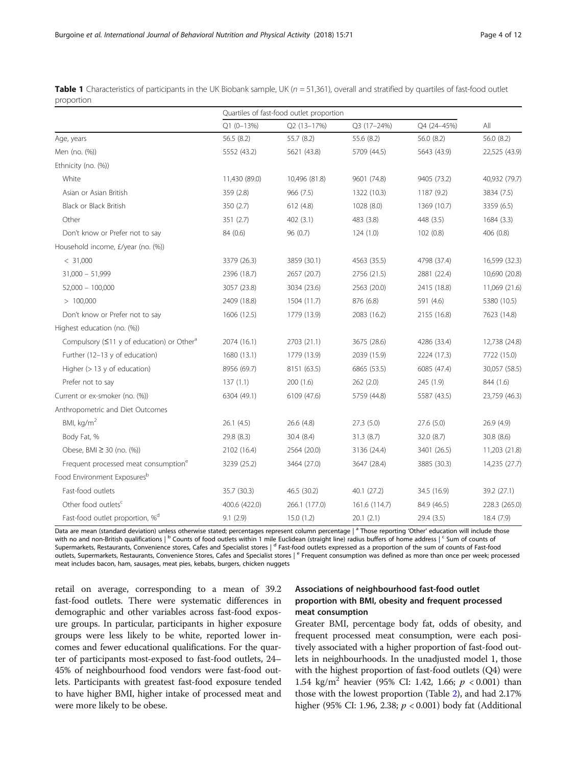**Table 1** Characteristics of participants in the UK Biobank sample, UK ($n = 51,361$), overall and stratified by quartiles of fast-food outlet proportion

| | Quartiles of fast-food outlet proportion | | | | |
|---|---|---|---|---|---|
| | Q1 (0–13%) | Q2 (13–17%) | Q3 (17–24%) | Q4 (24–45%) | All |
| Age, years | 56.5 (8.2) | 55.7 (8.2) | 55.6 (8.2) | 56.0 (8.2) | 56.0 (8.2) |
| Men (no. (%)) | 5552 (43.2) | 5621 (43.8) | 5709 (44.5) | 5643 (43.9) | 22,525 (43.9) |
| Ethnicity (no. (%)) | | | | | |
| White | 11,430 (89.0) | 10,496 (81.8) | 9601 (74.8) | 9405 (73.2) | 40,932 (79.7) |
| Asian or Asian British | 359 (2.8) | 966 (7.5) | 1322 (10.3) | 1187 (9.2) | 3834 (7.5) |
| Black or Black British | 350 (2.7) | 612 (4.8) | 1028 (8.0) | 1369 (10.7) | 3359 (6.5) |
| Other | 351 (2.7) | 402 (3.1) | 483 (3.8) | 448 (3.5) | 1684 (3.3) |
| Don't know or Prefer not to say | 84 (0.6) | 96 (0.7) | 124 (1.0) | 102 (0.8) | 406 (0.8) |
| Household income, £/year (no. (%)) | | | | | |
| < 31,000 | 3379 (26.3) | 3859 (30.1) | 4563 (35.5) | 4798 (37.4) | 16,599 (32.3) |
| 31,000 – 51,999 | 2396 (18.7) | 2657 (20.7) | 2756 (21.5) | 2881 (22.4) | 10,690 (20.8) |
| 52,000 – 100,000 | 3057 (23.8) | 3034 (23.6) | 2563 (20.0) | 2415 (18.8) | 11,069 (21.6) |
| > 100,000 | 2409 (18.8) | 1504 (11.7) | 876 (6.8) | 591 (4.6) | 5380 (10.5) |
| Don't know or Prefer not to say | 1606 (12.5) | 1779 (13.9) | 2083 (16.2) | 2155 (16.8) | 7623 (14.8) |
| Highest education (no. (%)) | | | | | |
| Compulsory (≤11 y of education) or Other[a] | 2074 (16.1) | 2703 (21.1) | 3675 (28.6) | 4286 (33.4) | 12,738 (24.8) |
| Further (12–13 y of education) | 1680 (13.1) | 1779 (13.9) | 2039 (15.9) | 2224 (17.3) | 7722 (15.0) |
| Higher (> 13 y of education) | 8956 (69.7) | 8151 (63.5) | 6865 (53.5) | 6085 (47.4) | 30,057 (58.5) |
| Prefer not to say | 137 (1.1) | 200 (1.6) | 262 (2.0) | 245 (1.9) | 844 (1.6) |
| Current or ex-smoker (no. (%)) | 6304 (49.1) | 6109 (47.6) | 5759 (44.8) | 5587 (43.5) | 23,759 (46.3) |
| Anthropometric and Diet Outcomes | | | | | |
| BMI, kg/m$^2$ | 26.1 (4.5) | 26.6 (4.8) | 27.3 (5.0) | 27.6 (5.0) | 26.9 (4.9) |
| Body Fat, % | 29.8 (8.3) | 30.4 (8.4) | 31.3 (8.7) | 32.0 (8.7) | 30.8 (8.6) |
| Obese, BMI ≥ 30 (no. (%)) | 2102 (16.4) | 2564 (20.0) | 3136 (24.4) | 3401 (26.5) | 11,203 (21.8) |
| Frequent processed meat consumption[e] | 3239 (25.2) | 3464 (27.0) | 3647 (28.4) | 3885 (30.3) | 14,235 (27.7) |
| Food Environment Exposures[b] | | | | | |
| Fast-food outlets | 35.7 (30.3) | 46.5 (30.2) | 40.1 (27.2) | 34.5 (16.9) | 39.2 (27.1) |
| Other food outlets[c] | 400.6 (422.0) | 266.1 (177.0) | 161.6 (114.7) | 84.9 (46.5) | 228.3 (265.0) |
| Fast-food outlet proportion, %[d] | 9.1 (2.9) | 15.0 (1.2) | 20.1 (2.1) | 29.4 (3.5) | 18.4 (7.9) |

Data are mean (standard deviation) unless otherwise stated; percentages represent column percentage | [a] Those reporting 'Other' education will include those with no and non-British qualifications | [b] Counts of food outlets within 1 mile Euclidean (straight line) radius buffers of home address | [c] Sum of counts of Supermarkets, Restaurants, Convenience stores, Cafes and Specialist stores | [d] Fast-food outlets expressed as a proportion of the sum of counts of Fast-food outlets, Supermarkets, Restaurants, Convenience Stores, Cafes and Specialist stores | [e] Frequent consumption was defined as more than once per week; processed meat includes bacon, ham, sausages, meat pies, kebabs, burgers, chicken nuggets

retail on average, corresponding to a mean of 39.2 fast-food outlets. There were systematic differences in demographic and other variables across fast-food exposure groups. In particular, participants in higher exposure groups were less likely to be white, reported lower incomes and fewer educational qualifications. For the quarter of participants most-exposed to fast-food outlets, 24–45% of neighbourhood food vendors were fast-food outlets. Participants with greatest fast-food exposure tended to have higher BMI, higher intake of processed meat and were more likely to be obese.

### Associations of neighbourhood fast-food outlet proportion with BMI, obesity and frequent processed meat consumption

Greater BMI, percentage body fat, odds of obesity, and frequent processed meat consumption, were each positively associated with a higher proportion of fast-food outlets in neighbourhoods. In the unadjusted model 1, those with the highest proportion of fast-food outlets (Q4) were 1.54 kg/m$^2$ heavier (95% CI: 1.42, 1.66; $p < 0.001$) than those with the lowest proportion (Table 2), and had 2.17% higher (95% CI: 1.96, 2.38; $p < 0.001$) body fat (Additional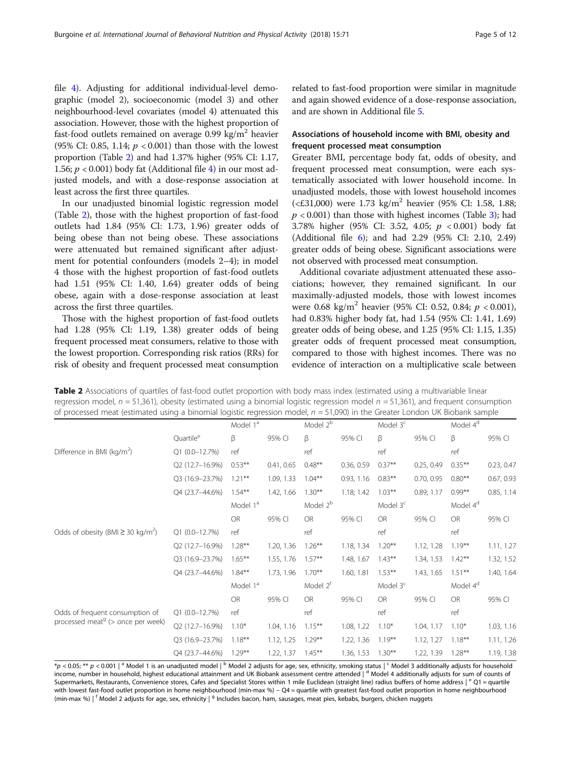file 4). Adjusting for additional individual-level demographic (model 2), socioeconomic (model 3) and other neighbourhood-level covariates (model 4) attenuated this association. However, those with the highest proportion of fast-food outlets remained on average 0.99 $kg/m^2$ heavier (95% CI: 0.85, 1.14; $p < 0.001$) than those with the lowest proportion (Table 2) and had 1.37% higher (95% CI: 1.17, 1.56; $p < 0.001$) body fat (Additional file 4) in our most adjusted models, and with a dose-response association at least across the first three quartiles.

In our unadjusted binomial logistic regression model (Table 2), those with the highest proportion of fast-food outlets had 1.84 (95% CI: 1.73, 1.96) greater odds of being obese than not being obese. These associations were attenuated but remained significant after adjustment for potential confounders (models 2–4); in model 4 those with the highest proportion of fast-food outlets had 1.51 (95% CI: 1.40, 1.64) greater odds of being obese, again with a dose-response association at least across the first three quartiles.

Those with the highest proportion of fast-food outlets had 1.28 (95% CI: 1.19, 1.38) greater odds of being frequent processed meat consumers, relative to those with the lowest proportion. Corresponding risk ratios (RRs) for risk of obesity and frequent processed meat consumption related to fast-food proportion were similar in magnitude and again showed evidence of a dose-response association, and are shown in Additional file 5.

## Associations of household income with BMI, obesity and frequent processed meat consumption

Greater BMI, percentage body fat, odds of obesity, and frequent processed meat consumption, were each systematically associated with lower household income. In unadjusted models, those with lowest household incomes (<£31,000) were 1.73 $kg/m^2$ heavier (95% CI: 1.58, 1.88; $p < 0.001$) than those with highest incomes (Table 3); had 3.78% higher (95% CI: 3.52, 4.05; $p < 0.001$) body fat (Additional file 6); and had 2.29 (95% CI: 2.10, 2.49) greater odds of being obese. Significant associations were not observed with processed meat consumption.

Additional covariate adjustment attenuated these associations; however, they remained significant. In our maximally-adjusted models, those with lowest incomes were 0.68 $kg/m^2$ heavier (95% CI: 0.52, 0.84; $p < 0.001$), had 0.83% higher body fat, had 1.54 (95% CI: 1.41, 1.69) greater odds of being obese, and 1.25 (95% CI: 1.15, 1.35) greater odds of frequent processed meat consumption, compared to those with highest incomes. There was no evidence of interaction on a multiplicative scale between

**Table 2** Associations of quartiles of fast-food outlet proportion with body mass index (estimated using a multivariable linear regression model, $n = 51,361$), obesity (estimated using a binomial logistic regression model $n = 51,361$), and frequent consumption of processed meat (estimated using a binomial logistic regression model, $n = 51,090$) in the Greater London UK Biobank sample

| | | Model 1[a] | | Model 2[b] | | Model 3[c] | | Model 4[d] | |
|---|---|---|---|---|---|---|---|---|---|
| | Quartile[e] | β | 95% CI | β | 95% CI | β | 95% CI | β | 95% CI |
| Difference in BMI ($kg/m^2$) | Q1 (0.0–12.7%) | ref | | ref | | ref | | ref | |
| | Q2 (12.7–16.9%) | 0.53** | 0.41, 0.65 | 0.48** | 0.36, 0.59 | 0.37** | 0.25, 0.49 | 0.35** | 0.23, 0.47 |
| | Q3 (16.9–23.7%) | 1.21** | 1.09, 1.33 | 1.04** | 0.93, 1.16 | 0.83** | 0.70, 0.95 | 0.80** | 0.67, 0.93 |
| | Q4 (23.7–44.6%) | 1.54** | 1.42, 1.66 | 1.30** | 1.18; 1.42 | 1.03** | 0.89; 1.17 | 0.99** | 0.85, 1.14 |
| | | Model 1[a] | | Model 2[b] | | Model 3[c] | | Model 4[d] | |
| | | OR | 95% CI | OR | 95% CI | OR | 95% CI | OR | 95% CI |
| Odds of obesity (BMI ≥ 30 $kg/m^2$) | Q1 (0.0–12.7%) | ref | | ref | | ref | | ref | |
| | Q2 (12.7–16.9%) | 1.28** | 1.20, 1.36 | 1.26** | 1.18, 1.34 | 1.20** | 1.12, 1.28 | 1.19** | 1.11, 1.27 |
| | Q3 (16.9–23.7%) | 1.65** | 1.55, 1.76 | 1.57** | 1.48, 1.67 | 1.43** | 1.34, 1.53 | 1.42** | 1.32, 1.52 |
| | Q4 (23.7–44.6%) | 1.84** | 1.73, 1.96 | 1.70** | 1.60, 1.81 | 1.53** | 1.43, 1.65 | 1.51** | 1.40, 1.64 |
| | | Model 1[a] | | Model 2[f] | | Model 3[c] | | Model 4[d] | |
| | | OR | 95% CI | OR | 95% CI | OR | 95% CI | OR | 95% CI |
| Odds of frequent consumption of processed meat[g] (> once per week) | Q1 (0.0–12.7%) | ref | | ref | | ref | | ref | |
| | Q2 (12.7–16.9%) | 1.10* | 1.04, 1.16 | 1.15** | 1.08, 1.22 | 1.10* | 1.04, 1.17 | 1.10* | 1.03, 1.16 |
| | Q3 (16.9–23.7%) | 1.18** | 1.12, 1.25 | 1.29** | 1.22, 1.36 | 1.19** | 1.12, 1.27 | 1.18** | 1.11, 1.26 |
| | Q4 (23.7–44.6%) | 1.29** | 1.22, 1.37 | 1.45** | 1.36, 1.53 | 1.30** | 1.22, 1.39 | 1.28** | 1.19, 1.38 |

*$p < 0.05$; ** $p < 0.001$ | [a] Model 1 is an unadjusted model | [b] Model 2 adjusts for age, sex, ethnicity, smoking status | [c] Model 3 additionally adjusts for household income, number in household, highest educational attainment and UK Biobank assessment centre attended | [d] Model 4 additionally adjusts for sum of counts of Supermarkets, Restaurants, Convenience stores, Cafes and Specialist Stores within 1 mile Euclidean (straight line) radius buffers of home address | [e] Q1 = quartile with lowest fast-food outlet proportion in home neighbourhood (min-max %) – Q4 = quartile with greatest fast-food outlet proportion in home neighbourhood (min-max %) | [f] Model 2 adjusts for age, sex, ethnicity | [g] Includes bacon, ham, sausages, meat pies, kebabs, burgers, chicken nuggets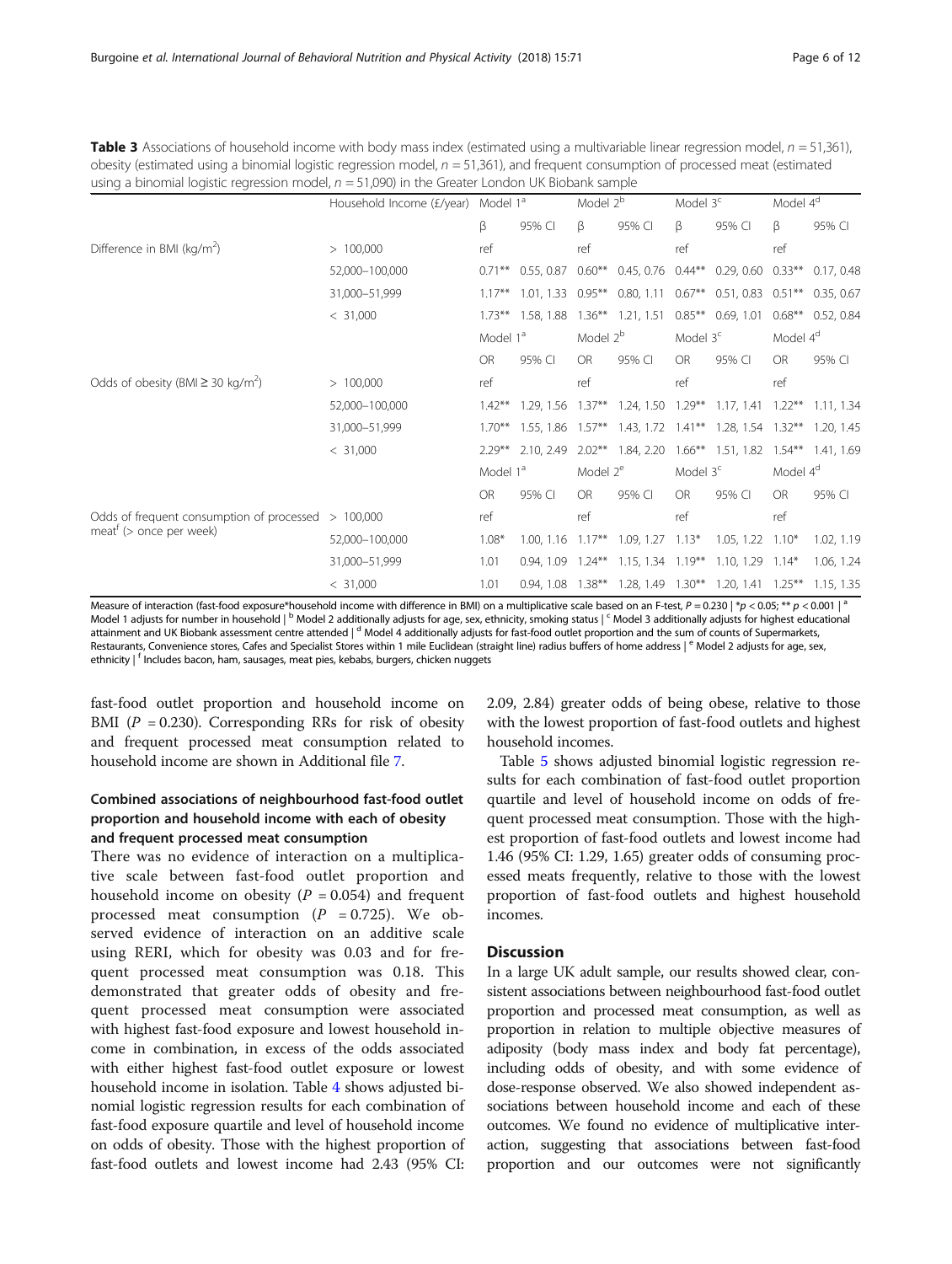**Table 3** Associations of household income with body mass index (estimated using a multivariable linear regression model, $n = 51,361$), obesity (estimated using a binomial logistic regression model, $n = 51,361$), and frequent consumption of processed meat (estimated using a binomial logistic regression model, $n = 51,090$) in the Greater London UK Biobank sample

| | Household Income (£/year) | Model 1[a] | | Model 2[b] | | Model 3[c] | | Model 4[d] | |
|---|---|---|---|---|---|---|---|---|---|
| | | β | 95% CI | β | 95% CI | β | 95% CI | β | 95% CI |
| Difference in BMI (kg/m$^2$) | > 100,000 | ref | | ref | | ref | | ref | |
| | 52,000–100,000 | 0.71** | 0.55, 0.87 | 0.60** | 0.45, 0.76 | 0.44** | 0.29, 0.60 | 0.33** | 0.17, 0.48 |
| | 31,000–51,999 | 1.17** | 1.01, 1.33 | 0.95** | 0.80, 1.11 | 0.67** | 0.51, 0.83 | 0.51** | 0.35, 0.67 |
| | < 31,000 | 1.73** | 1.58, 1.88 | 1.36** | 1.21, 1.51 | 0.85** | 0.69, 1.01 | 0.68** | 0.52, 0.84 |
| | | Model 1[a] | | Model 2[b] | | Model 3[c] | | Model 4[d] | |
| | | OR | 95% CI | OR | 95% CI | OR | 95% CI | OR | 95% CI |
| Odds of obesity (BMI ≥ 30 kg/m$^2$) | > 100,000 | ref | | ref | | ref | | ref | |
| | 52,000–100,000 | 1.42** | 1.29, 1.56 | 1.37** | 1.24, 1.50 | 1.29** | 1.17, 1.41 | 1.22** | 1.11, 1.34 |
| | 31,000–51,999 | 1.70** | 1.55, 1.86 | 1.57** | 1.43, 1.72 | 1.41** | 1.28, 1.54 | 1.32** | 1.20, 1.45 |
| | < 31,000 | 2.29** | 2.10, 2.49 | 2.02** | 1.84, 2.20 | 1.66** | 1.51, 1.82 | 1.54** | 1.41, 1.69 |
| | | Model 1[a] | | Model 2[e] | | Model 3[c] | | Model 4[d] | |
| | | OR | 95% CI | OR | 95% CI | OR | 95% CI | OR | 95% CI |
| Odds of frequent consumption of processed meat[f] (> once per week) | > 100,000 | ref | | ref | | ref | | ref | |
| | 52,000–100,000 | 1.08* | 1.00, 1.16 | 1.17** | 1.09, 1.27 | 1.13* | 1.05, 1.22 | 1.10* | 1.02, 1.19 |
| | 31,000–51,999 | 1.01 | 0.94, 1.09 | 1.24** | 1.15, 1.34 | 1.19** | 1.10, 1.29 | 1.14* | 1.06, 1.24 |
| | < 31,000 | 1.01 | 0.94, 1.08 | 1.38** | 1.28, 1.49 | 1.30** | 1.20, 1.41 | 1.25** | 1.15, 1.35 |

Measure of interaction (fast-food exposure*household income with difference in BMI) on a multiplicative scale based on an F-test, $P = 0.230$ | *$p < 0.05$; ** $p < 0.001$ | [a] Model 1 adjusts for number in household | [b] Model 2 additionally adjusts for age, sex, ethnicity, smoking status | [c] Model 3 additionally adjusts for highest educational attainment and UK Biobank assessment centre attended | [d] Model 4 additionally adjusts for fast-food outlet proportion and the sum of counts of Supermarkets, Restaurants, Convenience stores, Cafes and Specialist Stores within 1 mile Euclidean (straight line) radius buffers of home address | [e] Model 2 adjusts for age, sex, ethnicity | [f] Includes bacon, ham, sausages, meat pies, kebabs, burgers, chicken nuggets

fast-food outlet proportion and household income on BMI ($P = 0.230$). Corresponding RRs for risk of obesity and frequent processed meat consumption related to household income are shown in Additional file 7.

### Combined associations of neighbourhood fast-food outlet proportion and household income with each of obesity and frequent processed meat consumption

There was no evidence of interaction on a multiplicative scale between fast-food outlet proportion and household income on obesity ($P = 0.054$) and frequent processed meat consumption ($P = 0.725$). We observed evidence of interaction on an additive scale using RERI, which for obesity was 0.03 and for frequent processed meat consumption was 0.18. This demonstrated that greater odds of obesity and frequent processed meat consumption were associated with highest fast-food exposure and lowest household income in combination, in excess of the odds associated with either highest fast-food outlet exposure or lowest household income in isolation. Table 4 shows adjusted binomial logistic regression results for each combination of fast-food exposure quartile and level of household income on odds of obesity. Those with the highest proportion of fast-food outlets and lowest income had 2.43 (95% CI: 2.09, 2.84) greater odds of being obese, relative to those with the lowest proportion of fast-food outlets and highest household incomes.

Table 5 shows adjusted binomial logistic regression results for each combination of fast-food outlet proportion quartile and level of household income on odds of frequent processed meat consumption. Those with the highest proportion of fast-food outlets and lowest income had 1.46 (95% CI: 1.29, 1.65) greater odds of consuming processed meats frequently, relative to those with the lowest proportion of fast-food outlets and highest household incomes.

## Discussion

In a large UK adult sample, our results showed clear, consistent associations between neighbourhood fast-food outlet proportion and processed meat consumption, as well as proportion in relation to multiple objective measures of adiposity (body mass index and body fat percentage), including odds of obesity, and with some evidence of dose-response observed. We also showed independent associations between household income and each of these outcomes. We found no evidence of multiplicative interaction, suggesting that associations between fast-food proportion and our outcomes were not significantly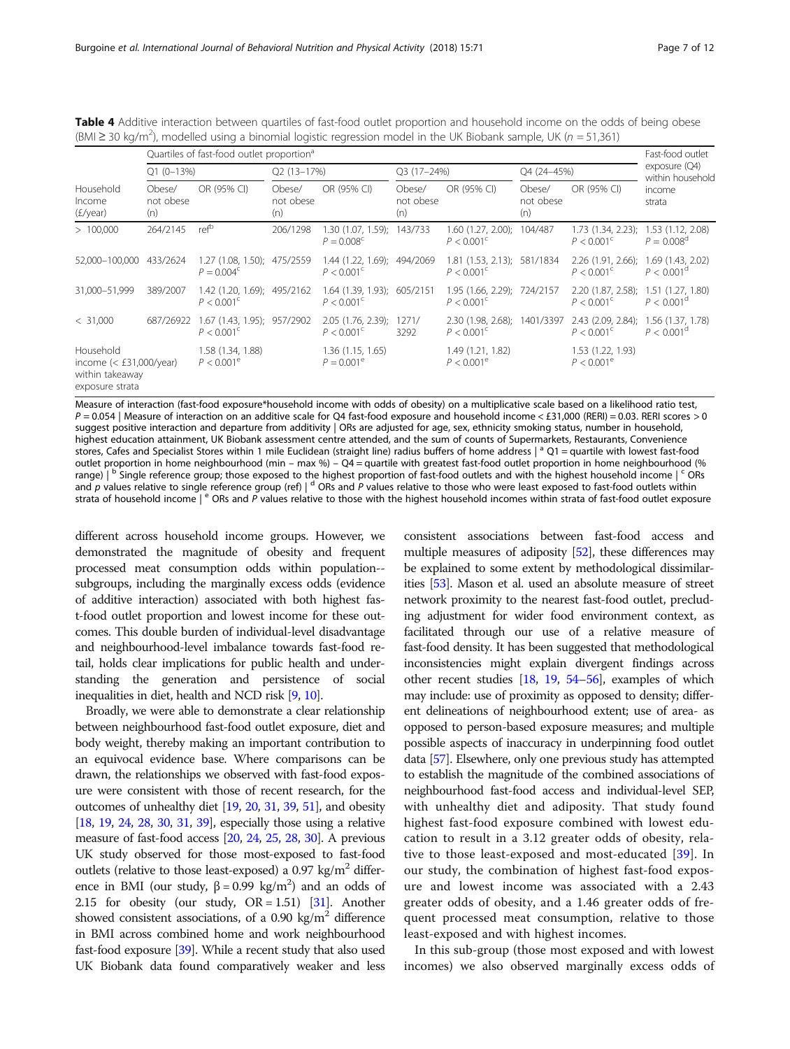**Table 4** Additive interaction between quartiles of fast-food outlet proportion and household income on the odds of being obese (BMI ≥ 30 kg/m$^2$), modelled using a binomial logistic regression model in the UK Biobank sample, UK ($n$ = 51,361)

| Household Income (£/year) | Quartiles of fast-food outlet proportion[a] | | | | | | | | Fast-food outlet exposure (Q4) within household income strata |
|---|---|---|---|---|---|---|---|---|---|
| | Q1 (0–13%) | | Q2 (13–17%) | | Q3 (17–24%) | | Q4 (24–45%) | | |
| | Obese/ not obese (n) | OR (95% CI) | Obese/ not obese (n) | OR (95% CI) | Obese/ not obese (n) | OR (95% CI) | Obese/ not obese (n) | OR (95% CI) | |
| > 100,000 | 264/2145 | ref[b] | 206/1298 | 1.30 (1.07, 1.59); $P = 0.008$[c] | 143/733 | 1.60 (1.27, 2.00); $P < 0.001$[c] | 104/487 | 1.73 (1.34, 2.23); $P < 0.001$[c] | 1.53 (1.12, 2.08) $P = 0.008$[d] |
| 52,000–100,000 | 433/2624 | 1.27 (1.08, 1.50); $P = 0.004$[c] | 475/2559 | 1.44 (1.22, 1.69); $P < 0.001$[c] | 494/2069 | 1.81 (1.53, 2.13); $P < 0.001$[c] | 581/1834 | 2.26 (1.91, 2.66); $P < 0.001$[c] | 1.69 (1.43, 2.02) $P < 0.001$[d] |
| 31,000–51,999 | 389/2007 | 1.42 (1.20, 1.69); $P < 0.001$[c] | 495/2162 | 1.64 (1.39, 1.93); $P < 0.001$[c] | 605/2151 | 1.95 (1.66, 2.29); $P < 0.001$[c] | 724/2157 | 2.20 (1.87, 2.58); $P < 0.001$[c] | 1.51 (1.27, 1.80) $P < 0.001$[d] |
| < 31,000 | 687/26922 | 1.67 (1.43, 1.95); $P < 0.001$[c] | 957/2902 | 2.05 (1.76, 2.39); $P < 0.001$[c] | 1271/ 3292 | 2.30 (1.98, 2.68); $P < 0.001$[c] | 1401/3397 | 2.43 (2.09, 2.84); $P < 0.001$[c] | 1.56 (1.37, 1.78) $P < 0.001$[d] |
| Household income (< £31,000/year) within takeaway exposure strata | | 1.58 (1.34, 1.88) $P < 0.001$[e] | | 1.36 (1.15, 1.65) $P = 0.001$[e] | | 1.49 (1.21, 1.82) $P < 0.001$[e] | | 1.53 (1.22, 1.93) $P < 0.001$[e] | |

Measure of interaction (fast-food exposure*household income with odds of obesity) on a multiplicative scale based on a likelihood ratio test, $P = 0.054$ | Measure of interaction on an additive scale for Q4 fast-food exposure and household income < £31,000 (RERI) = 0.03. RERI scores > 0 suggest positive interaction and departure from additivity | ORs are adjusted for age, sex, ethnicity smoking status, number in household, highest education attainment, UK Biobank assessment centre attended, and the sum of counts of Supermarkets, Restaurants, Convenience stores, Cafes and Specialist Stores within 1 mile Euclidean (straight line) radius buffers of home address | [a] Q1 = quartile with lowest fast-food outlet proportion in home neighbourhood (min – max %) – Q4 = quartile with greatest fast-food outlet proportion in home neighbourhood (% range) | [b] Single reference group; those exposed to the highest proportion of fast-food outlets and with the highest household income | [c] ORs and $p$ values relative to single reference group (ref) | [d] ORs and $P$ values relative to those who were least exposed to fast-food outlets within strata of household income | [e] ORs and $P$ values relative to those with the highest household incomes within strata of fast-food outlet exposure

different across household income groups. However, we demonstrated the magnitude of obesity and frequent processed meat consumption odds within population-subgroups, including the marginally excess odds (evidence of additive interaction) associated with both highest fast-food outlet proportion and lowest income for these outcomes. This double burden of individual-level disadvantage and neighbourhood-level imbalance towards fast-food retail, holds clear implications for public health and understanding the generation and persistence of social inequalities in diet, health and NCD risk [9, 10].

Broadly, we were able to demonstrate a clear relationship between neighbourhood fast-food outlet exposure, diet and body weight, thereby making an important contribution to an equivocal evidence base. Where comparisons can be drawn, the relationships we observed with fast-food exposure were consistent with those of recent research, for the outcomes of unhealthy diet [19, 20, 31, 39, 51], and obesity [18, 19, 24, 28, 30, 31, 39], especially those using a relative measure of fast-food access [20, 24, 25, 28, 30]. A previous UK study observed for those most-exposed to fast-food outlets (relative to those least-exposed) a 0.97 kg/m$^2$ difference in BMI (our study, $\beta = 0.99$ kg/m$^2$) and an odds of 2.15 for obesity (our study, OR = 1.51) [31]. Another showed consistent associations, of a 0.90 kg/m$^2$ difference in BMI across combined home and work neighbourhood fast-food exposure [39]. While a recent study that also used UK Biobank data found comparatively weaker and less consistent associations between fast-food access and multiple measures of adiposity [52], these differences may be explained to some extent by methodological dissimilarities [53]. Mason et al. used an absolute measure of street network proximity to the nearest fast-food outlet, precluding adjustment for wider food environment context, as facilitated through our use of a relative measure of fast-food density. It has been suggested that methodological inconsistencies might explain divergent findings across other recent studies [18, 19, 54–56], examples of which may include: use of proximity as opposed to density; different delineations of neighbourhood extent; use of area- as opposed to person-based exposure measures; and multiple possible aspects of inaccuracy in underpinning food outlet data [57]. Elsewhere, only one previous study has attempted to establish the magnitude of the combined associations of neighbourhood fast-food access and individual-level SEP, with unhealthy diet and adiposity. That study found highest fast-food exposure combined with lowest education to result in a 3.12 greater odds of obesity, relative to those least-exposed and most-educated [39]. In our study, the combination of highest fast-food exposure and lowest income was associated with a 2.43 greater odds of obesity, and a 1.46 greater odds of frequent processed meat consumption, relative to those least-exposed and with highest incomes.

In this sub-group (those most exposed and with lowest incomes) we also observed marginally excess odds of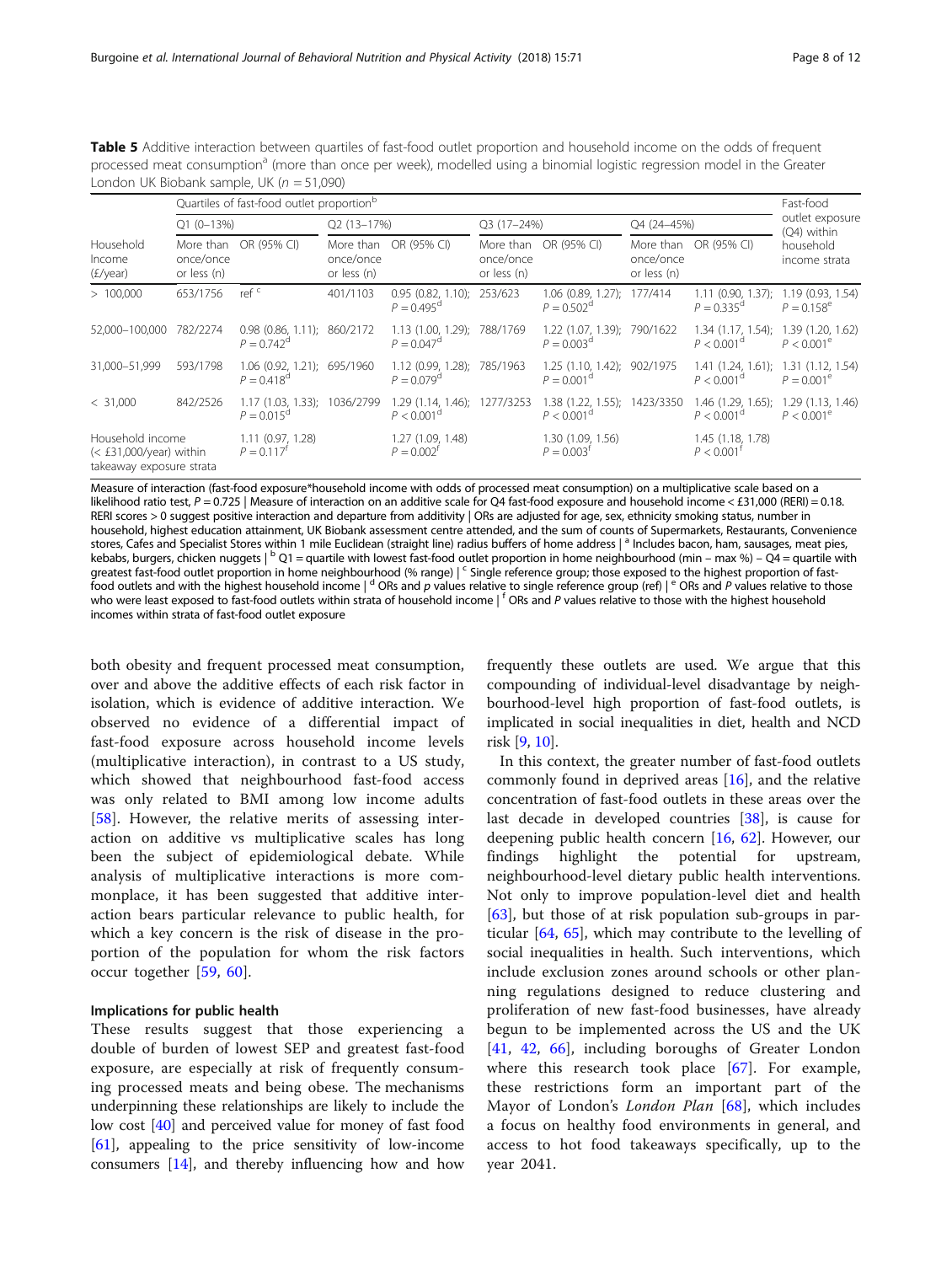**Table 5** Additive interaction between quartiles of fast-food outlet proportion and household income on the odds of frequent processed meat consumption[a] (more than once per week), modelled using a binomial logistic regression model in the Greater London UK Biobank sample, UK ($n = 51{,}090$)

| | Quartiles of fast-food outlet proportion[b] | | | | | | | | Fast-food outlet exposure (Q4) within household income strata |
|---|---|---|---|---|---|---|---|---|---|
| | Q1 (0–13%) | | Q2 (13–17%) | | Q3 (17–24%) | | Q4 (24–45%) | | |
| Household Income (£/year) | More than once/once or less (n) | OR (95% CI) | More than once/once or less (n) | OR (95% CI) | More than once/once or less (n) | OR (95% CI) | More than once/once or less (n) | OR (95% CI) | |
| > 100,000 | 653/1756 | ref [c] | 401/1103 | 0.95 (0.82, 1.10); $P = 0.495$[d] | 253/623 | 1.06 (0.89, 1.27); $P = 0.502$[d] | 177/414 | 1.11 (0.90, 1.37); $P = 0.335$[d] | 1.19 (0.93, 1.54) $P = 0.158$[e] |
| 52,000–100,000 | 782/2274 | 0.98 (0.86, 1.11); $P = 0.742$[d] | 860/2172 | 1.13 (1.00, 1.29); $P = 0.047$[d] | 788/1769 | 1.22 (1.07, 1.39); $P = 0.003$[d] | 790/1622 | 1.34 (1.17, 1.54); $P < 0.001$[d] | 1.39 (1.20, 1.62) $P < 0.001$[e] |
| 31,000–51,999 | 593/1798 | 1.06 (0.92, 1.21); $P = 0.418$[d] | 695/1960 | 1.12 (0.99, 1.28); $P = 0.079$[d] | 785/1963 | 1.25 (1.10, 1.42); $P = 0.001$[d] | 902/1975 | 1.41 (1.24, 1.61); $P < 0.001$[d] | 1.31 (1.12, 1.54) $P = 0.001$[e] |
| < 31,000 | 842/2526 | 1.17 (1.03, 1.33); $P = 0.015$[d] | 1036/2799 | 1.29 (1.14, 1.46); $P < 0.001$[d] | 1277/3253 | 1.38 (1.22, 1.55); $P < 0.001$[d] | 1423/3350 | 1.46 (1.29, 1.65); $P < 0.001$[d] | 1.29 (1.13, 1.46) $P < 0.001$[e] |
| Household income (< £31,000/year) within takeaway exposure strata | | 1.11 (0.97, 1.28) $P = 0.117$[f] | | 1.27 (1.09, 1.48) $P = 0.002$[f] | | 1.30 (1.09, 1.56) $P = 0.003$[f] | | 1.45 (1.18, 1.78) $P < 0.001$[f] | |

Measure of interaction (fast-food exposure*household income with odds of processed meat consumption) on a multiplicative scale based on a likelihood ratio test, $P = 0.725$ | Measure of interaction on an additive scale for Q4 fast-food exposure and household income < £31,000 (RERI) = 0.18. RERI scores > 0 suggest positive interaction and departure from additivity | ORs are adjusted for age, sex, ethnicity smoking status, number in household, highest education attainment, UK Biobank assessment centre attended, and the sum of counts of Supermarkets, Restaurants, Convenience stores, Cafes and Specialist Stores within 1 mile Euclidean (straight line) radius buffers of home address | [a] Includes bacon, ham, sausages, meat pies, kebabs, burgers, chicken nuggets | [b] Q1 = quartile with lowest fast-food outlet proportion in home neighbourhood (min – max %) – Q4 = quartile with greatest fast-food outlet proportion in home neighbourhood (% range) | [c] Single reference group; those exposed to the highest proportion of fast-food outlets and with the highest household income | [d] ORs and p values relative to single reference group (ref) | [e] ORs and P values relative to those who were least exposed to fast-food outlets within strata of household income | [f] ORs and P values relative to those with the highest household incomes within strata of fast-food outlet exposure

both obesity and frequent processed meat consumption, over and above the additive effects of each risk factor in isolation, which is evidence of additive interaction. We observed no evidence of a differential impact of fast-food exposure across household income levels (multiplicative interaction), in contrast to a US study, which showed that neighbourhood fast-food access was only related to BMI among low income adults [58]. However, the relative merits of assessing interaction on additive vs multiplicative scales has long been the subject of epidemiological debate. While analysis of multiplicative interactions is more commonplace, it has been suggested that additive interaction bears particular relevance to public health, for which a key concern is the risk of disease in the proportion of the population for whom the risk factors occur together [59, 60].

### Implications for public health

These results suggest that those experiencing a double of burden of lowest SEP and greatest fast-food exposure, are especially at risk of frequently consuming processed meats and being obese. The mechanisms underpinning these relationships are likely to include the low cost [40] and perceived value for money of fast food [61], appealing to the price sensitivity of low-income consumers [14], and thereby influencing how and how frequently these outlets are used. We argue that this compounding of individual-level disadvantage by neighbourhood-level high proportion of fast-food outlets, is implicated in social inequalities in diet, health and NCD risk [9, 10].

In this context, the greater number of fast-food outlets commonly found in deprived areas [16], and the relative concentration of fast-food outlets in these areas over the last decade in developed countries [38], is cause for deepening public health concern [16, 62]. However, our findings highlight the potential for upstream, neighbourhood-level dietary public health interventions. Not only to improve population-level diet and health [63], but those of at risk population sub-groups in particular [64, 65], which may contribute to the levelling of social inequalities in health. Such interventions, which include exclusion zones around schools or other planning regulations designed to reduce clustering and proliferation of new fast-food businesses, have already begun to be implemented across the US and the UK [41, 42, 66], including boroughs of Greater London where this research took place [67]. For example, these restrictions form an important part of the Mayor of London's *London Plan* [68], which includes a focus on healthy food environments in general, and access to hot food takeaways specifically, up to the year 2041.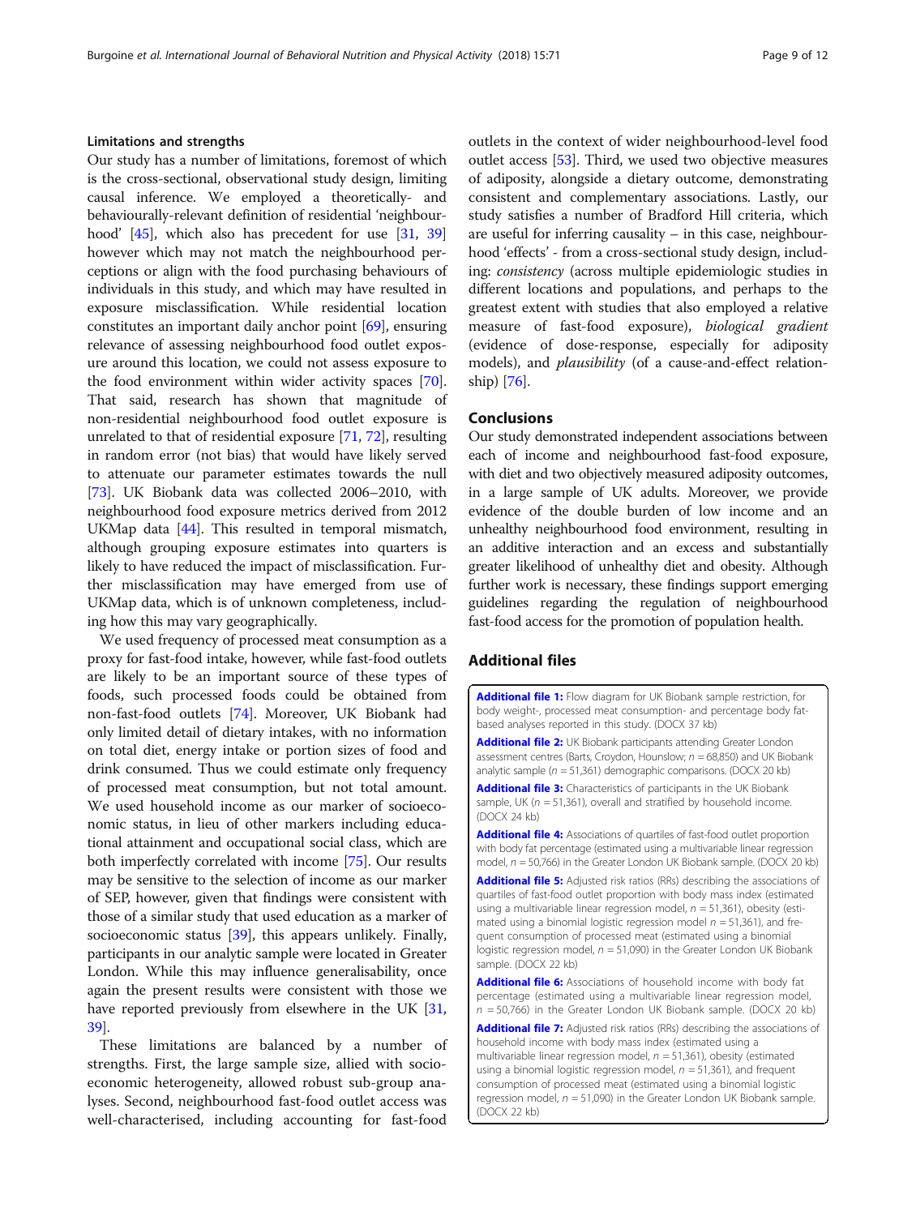### Limitations and strengths

Our study has a number of limitations, foremost of which is the cross-sectional, observational study design, limiting causal inference. We employed a theoretically- and behaviourally-relevant definition of residential 'neighbourhood' [45], which also has precedent for use [31, 39] however which may not match the neighbourhood perceptions or align with the food purchasing behaviours of individuals in this study, and which may have resulted in exposure misclassification. While residential location constitutes an important daily anchor point [69], ensuring relevance of assessing neighbourhood food outlet exposure around this location, we could not assess exposure to the food environment within wider activity spaces [70]. That said, research has shown that magnitude of non-residential neighbourhood food outlet exposure is unrelated to that of residential exposure [71, 72], resulting in random error (not bias) that would have likely served to attenuate our parameter estimates towards the null [73]. UK Biobank data was collected 2006–2010, with neighbourhood food exposure metrics derived from 2012 UKMap data [44]. This resulted in temporal mismatch, although grouping exposure estimates into quarters is likely to have reduced the impact of misclassification. Further misclassification may have emerged from use of UKMap data, which is of unknown completeness, including how this may vary geographically.

We used frequency of processed meat consumption as a proxy for fast-food intake, however, while fast-food outlets are likely to be an important source of these types of foods, such processed foods could be obtained from non-fast-food outlets [74]. Moreover, UK Biobank had only limited detail of dietary intakes, with no information on total diet, energy intake or portion sizes of food and drink consumed. Thus we could estimate only frequency of processed meat consumption, but not total amount. We used household income as our marker of socioeconomic status, in lieu of other markers including educational attainment and occupational social class, which are both imperfectly correlated with income [75]. Our results may be sensitive to the selection of income as our marker of SEP, however, given that findings were consistent with those of a similar study that used education as a marker of socioeconomic status [39], this appears unlikely. Finally, participants in our analytic sample were located in Greater London. While this may influence generalisability, once again the present results were consistent with those we have reported previously from elsewhere in the UK [31, 39].

These limitations are balanced by a number of strengths. First, the large sample size, allied with socioeconomic heterogeneity, allowed robust sub-group analyses. Second, neighbourhood fast-food outlet access was well-characterised, including accounting for fast-food outlets in the context of wider neighbourhood-level food outlet access [53]. Third, we used two objective measures of adiposity, alongside a dietary outcome, demonstrating consistent and complementary associations. Lastly, our study satisfies a number of Bradford Hill criteria, which are useful for inferring causality – in this case, neighbourhood 'effects' - from a cross-sectional study design, including: *consistency* (across multiple epidemiologic studies in different locations and populations, and perhaps to the greatest extent with studies that also employed a relative measure of fast-food exposure), *biological gradient* (evidence of dose-response, especially for adiposity models), and *plausibility* (of a cause-and-effect relationship) [76].

## Conclusions

Our study demonstrated independent associations between each of income and neighbourhood fast-food exposure, with diet and two objectively measured adiposity outcomes, in a large sample of UK adults. Moreover, we provide evidence of the double burden of low income and an unhealthy neighbourhood food environment, resulting in an additive interaction and an excess and substantially greater likelihood of unhealthy diet and obesity. Although further work is necessary, these findings support emerging guidelines regarding the regulation of neighbourhood fast-food access for the promotion of population health.

## Additional files

**Additional file 1:** Flow diagram for UK Biobank sample restriction, for body weight-, processed meat consumption- and percentage body fat-based analyses reported in this study. (DOCX 37 kb)

**Additional file 2:** UK Biobank participants attending Greater London assessment centres (Barts, Croydon, Hounslow; $n$ = 68,850) and UK Biobank analytic sample ($n$ = 51,361) demographic comparisons. (DOCX 20 kb)

**Additional file 3:** Characteristics of participants in the UK Biobank sample, UK ($n$ = 51,361), overall and stratified by household income. (DOCX 24 kb)

**Additional file 4:** Associations of quartiles of fast-food outlet proportion with body fat percentage (estimated using a multivariable linear regression model, $n$ = 50,766) in the Greater London UK Biobank sample. (DOCX 20 kb)

**Additional file 5:** Adjusted risk ratios (RRs) describing the associations of quartiles of fast-food outlet proportion with body mass index (estimated using a multivariable linear regression model, $n$ = 51,361), obesity (estimated using a binomial logistic regression model $n$ = 51,361), and frequent consumption of processed meat (estimated using a binomial logistic regression model, $n$ = 51,090) in the Greater London UK Biobank sample. (DOCX 22 kb)

**Additional file 6:** Associations of household income with body fat percentage (estimated using a multivariable linear regression model, $n$ = 50,766) in the Greater London UK Biobank sample. (DOCX 20 kb)

**Additional file 7:** Adjusted risk ratios (RRs) describing the associations of household income with body mass index (estimated using a multivariable linear regression model, $n$ = 51,361), obesity (estimated using a binomial logistic regression model, $n$ = 51,361), and frequent consumption of processed meat (estimated using a binomial logistic regression model, $n$ = 51,090) in the Greater London UK Biobank sample. (DOCX 22 kb)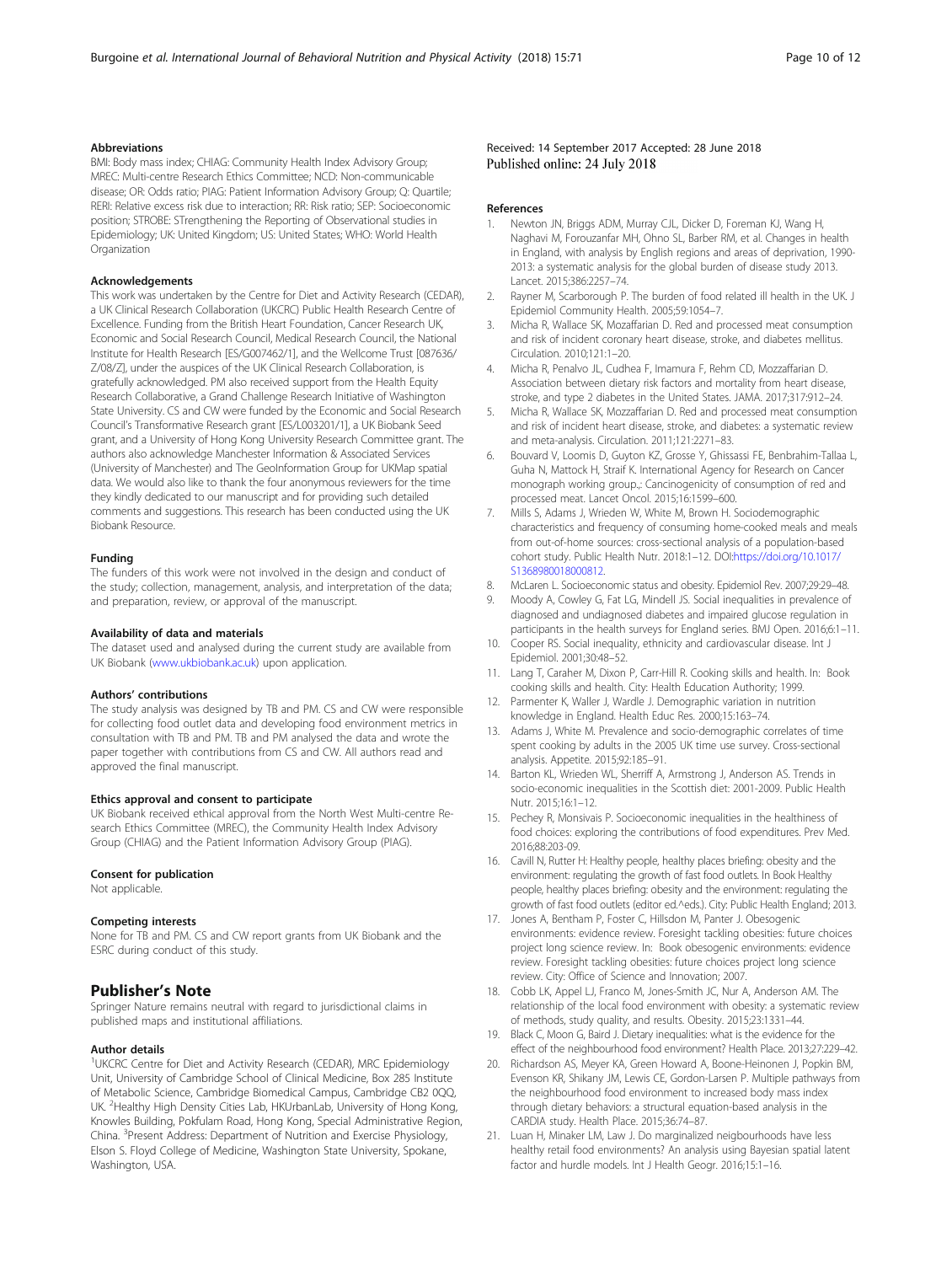### Abbreviations

BMI: Body mass index; CHIAG: Community Health Index Advisory Group; MREC: Multi-centre Research Ethics Committee; NCD: Non-communicable disease; OR: Odds ratio; PIAG: Patient Information Advisory Group; Q: Quartile; RERI: Relative excess risk due to interaction; RR: Risk ratio; SEP: Socioeconomic position; STROBE: STrengthening the Reporting of Observational studies in Epidemiology; UK: United Kingdom; US: United States; WHO: World Health Organization

### Acknowledgements

This work was undertaken by the Centre for Diet and Activity Research (CEDAR), a UK Clinical Research Collaboration (UKCRC) Public Health Research Centre of Excellence. Funding from the British Heart Foundation, Cancer Research UK, Economic and Social Research Council, Medical Research Council, the National Institute for Health Research [ES/G007462/1], and the Wellcome Trust [087636/Z/08/Z], under the auspices of the UK Clinical Research Collaboration, is gratefully acknowledged. PM also received support from the Health Equity Research Collaborative, a Grand Challenge Research Initiative of Washington State University. CS and CW were funded by the Economic and Social Research Council's Transformative Research grant [ES/L003201/1], a UK Biobank Seed grant, and a University of Hong Kong University Research Committee grant. The authors also acknowledge Manchester Information & Associated Services (University of Manchester) and The GeoInformation Group for UKMap spatial data. We would also like to thank the four anonymous reviewers for the time they kindly dedicated to our manuscript and for providing such detailed comments and suggestions. This research has been conducted using the UK Biobank Resource.

### Funding

The funders of this work were not involved in the design and conduct of the study; collection, management, analysis, and interpretation of the data; and preparation, review, or approval of the manuscript.

### Availability of data and materials

The dataset used and analysed during the current study are available from UK Biobank (www.ukbiobank.ac.uk) upon application.

### Authors' contributions

The study analysis was designed by TB and PM. CS and CW were responsible for collecting food outlet data and developing food environment metrics in consultation with TB and PM. TB and PM analysed the data and wrote the paper together with contributions from CS and CW. All authors read and approved the final manuscript.

### Ethics approval and consent to participate

UK Biobank received ethical approval from the North West Multi-centre Research Ethics Committee (MREC), the Community Health Index Advisory Group (CHIAG) and the Patient Information Advisory Group (PIAG).

### Consent for publication

Not applicable.

### Competing interests

None for TB and PM. CS and CW report grants from UK Biobank and the ESRC during conduct of this study.

## Publisher's Note

Springer Nature remains neutral with regard to jurisdictional claims in published maps and institutional affiliations.

### Author details

[1]UKCRC Centre for Diet and Activity Research (CEDAR), MRC Epidemiology Unit, University of Cambridge School of Clinical Medicine, Box 285 Institute of Metabolic Science, Cambridge Biomedical Campus, Cambridge CB2 0QQ, UK. [2]Healthy High Density Cities Lab, HKUrbanLab, University of Hong Kong, Knowles Building, Pokfulam Road, Hong Kong, Special Administrative Region, China. [3]Present Address: Department of Nutrition and Exercise Physiology, Elson S. Floyd College of Medicine, Washington State University, Spokane, Washington, USA.

Received: 14 September 2017 Accepted: 28 June 2018
Published online: 24 July 2018

### References

1. Newton JN, Briggs ADM, Murray CJL, Dicker D, Foreman KJ, Wang H, Naghavi M, Forouzanfar MH, Ohno SL, Barber RM, et al. Changes in health in England, with analysis by English regions and areas of deprivation, 1990-2013: a systematic analysis for the global burden of disease study 2013. Lancet. 2015;386:2257–74.
2. Rayner M, Scarborough P. The burden of food related ill health in the UK. J Epidemiol Community Health. 2005;59:1054–7.
3. Micha R, Wallace SK, Mozaffarian D. Red and processed meat consumption and risk of incident coronary heart disease, stroke, and diabetes mellitus. Circulation. 2010;121:1–20.
4. Micha R, Penalvo JL, Cudhea F, Imamura F, Rehm CD, Mozzaffarian D. Association between dietary risk factors and mortality from heart disease, stroke, and type 2 diabetes in the United States. JAMA. 2017;317:912–24.
5. Micha R, Wallace SK, Mozzaffarian D. Red and processed meat consumption and risk of incident heart disease, stroke, and diabetes: a systematic review and meta-analysis. Circulation. 2011;121:2271–83.
6. Bouvard V, Loomis D, Guyton KZ, Grosse Y, Ghissassi FE, Benbrahim-Tallaa L, Guha N, Mattock H, Straif K. International Agency for Research on Cancer monograph working group,: Cancinogenicity of consumption of red and processed meat. Lancet Oncol. 2015;16:1599–600.
7. Mills S, Adams J, Wrieden W, White M, Brown H. Sociodemographic characteristics and frequency of consuming home-cooked meals and meals from out-of-home sources: cross-sectional analysis of a population-based cohort study. Public Health Nutr. 2018:1–12. DOI:https://doi.org/10.1017/S1368980018000812.
8. McLaren L. Socioeconomic status and obesity. Epidemiol Rev. 2007;29:29–48.
9. Moody A, Cowley G, Fat LG, Mindell JS. Social inequalities in prevalence of diagnosed and undiagnosed diabetes and impaired glucose regulation in participants in the health surveys for England series. BMJ Open. 2016;6:1–11.
10. Cooper RS. Social inequality, ethnicity and cardiovascular disease. Int J Epidemiol. 2001;30:48–52.
11. Lang T, Caraher M, Dixon P, Carr-Hill R. Cooking skills and health. In: Book cooking skills and health. City: Health Education Authority; 1999.
12. Parmenter K, Waller J, Wardle J. Demographic variation in nutrition knowledge in England. Health Educ Res. 2000;15:163–74.
13. Adams J, White M. Prevalence and socio-demographic correlates of time spent cooking by adults in the 2005 UK time use survey. Cross-sectional analysis. Appetite. 2015;92:185–91.
14. Barton KL, Wrieden WL, Sherriff A, Armstrong J, Anderson AS. Trends in socio-economic inequalities in the Scottish diet: 2001-2009. Public Health Nutr. 2015;16:1–12.
15. Pechey R, Monsivais P. Socioeconomic inequalities in the healthiness of food choices: exploring the contributions of food expenditures. Prev Med. 2016;88:203-09.
16. Cavill N, Rutter H: Healthy people, healthy places briefing: obesity and the environment: regulating the growth of fast food outlets. In Book Healthy people, healthy places briefing: obesity and the environment: regulating the growth of fast food outlets (editor ed.^eds.). City: Public Health England; 2013.
17. Jones A, Bentham P, Foster C, Hillsdon M, Panter J. Obesogenic environments: evidence review. Foresight tackling obesities: future choices project long science review. In: Book obesogenic environments: evidence review. Foresight tackling obesities: future choices project long science review. City: Office of Science and Innovation; 2007.
18. Cobb LK, Appel LJ, Franco M, Jones-Smith JC, Nur A, Anderson AM. The relationship of the local food environment with obesity: a systematic review of methods, study quality, and results. Obesity. 2015;23:1331–44.
19. Black C, Moon G, Baird J. Dietary inequalities: what is the evidence for the effect of the neighbourhood food environment? Health Place. 2013;27:229–42.
20. Richardson AS, Meyer KA, Green Howard A, Boone-Heinonen J, Popkin BM, Evenson KR, Shikany JM, Lewis CE, Gordon-Larsen P. Multiple pathways from the neighbourhood food environment to increased body mass index through dietary behaviors: a structural equation-based analysis in the CARDIA study. Health Place. 2015;36:74–87.
21. Luan H, Minaker LM, Law J. Do marginalized neigbourhoods have less healthy retail food environments? An analysis using Bayesian spatial latent factor and hurdle models. Int J Health Geogr. 2016;15:1–16.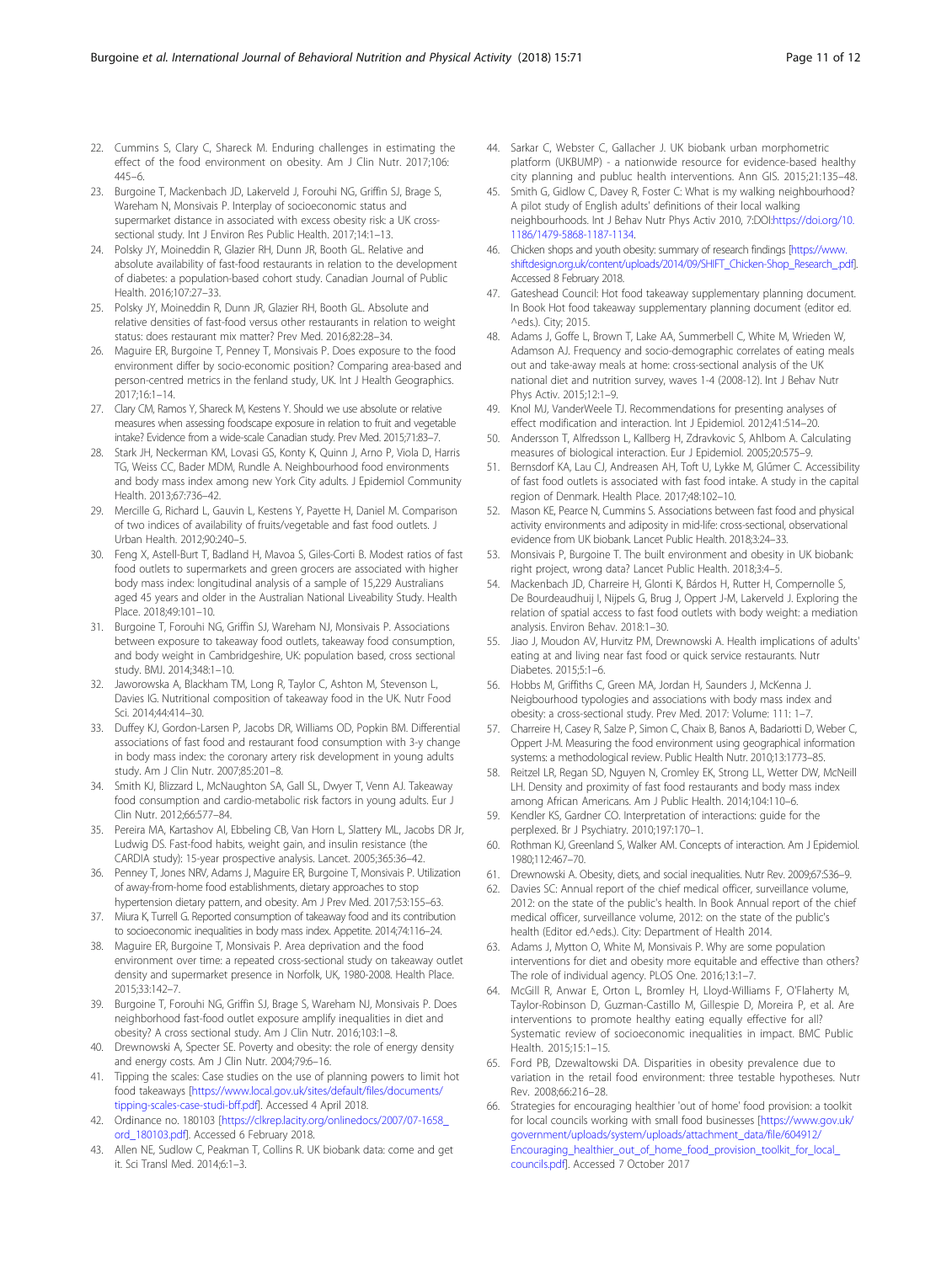22. Cummins S, Clary C, Shareck M. Enduring challenges in estimating the effect of the food environment on obesity. Am J Clin Nutr. 2017;106: 445–6.
23. Burgoine T, Mackenbach JD, Lakerveld J, Forouhi NG, Griffin SJ, Brage S, Wareham N, Monsivais P. Interplay of socioeconomic status and supermarket distance in associated with excess obesity risk: a UK cross-sectional study. Int J Environ Res Public Health. 2017;14:1–13.
24. Polsky JY, Moineddin R, Glazier RH, Dunn JR, Booth GL. Relative and absolute availability of fast-food restaurants in relation to the development of diabetes: a population-based cohort study. Canadian Journal of Public Health. 2016;107:27–33.
25. Polsky JY, Moineddin R, Dunn JR, Glazier RH, Booth GL. Absolute and relative densities of fast-food versus other restaurants in relation to weight status: does restaurant mix matter? Prev Med. 2016;82:28–34.
26. Maguire ER, Burgoine T, Penney T, Monsivais P. Does exposure to the food environment differ by socio-economic position? Comparing area-based and person-centred metrics in the fenland study, UK. Int J Health Geographics. 2017;16:1–14.
27. Clary CM, Ramos Y, Shareck M, Kestens Y. Should we use absolute or relative measures when assessing foodscape exposure in relation to fruit and vegetable intake? Evidence from a wide-scale Canadian study. Prev Med. 2015;71:83–7.
28. Stark JH, Neckerman KM, Lovasi GS, Konty K, Quinn J, Arno P, Viola D, Harris TG, Weiss CC, Bader MDM, Rundle A. Neighbourhood food environments and body mass index among new York City adults. J Epidemiol Community Health. 2013;67:736–42.
29. Mercille G, Richard L, Gauvin L, Kestens Y, Payette H, Daniel M. Comparison of two indices of availability of fruits/vegetable and fast food outlets. J Urban Health. 2012;90:240–5.
30. Feng X, Astell-Burt T, Badland H, Mavoa S, Giles-Corti B. Modest ratios of fast food outlets to supermarkets and green grocers are associated with higher body mass index: longitudinal analysis of a sample of 15,229 Australians aged 45 years and older in the Australian National Liveability Study. Health Place. 2018;49:101–10.
31. Burgoine T, Forouhi NG, Griffin SJ, Wareham NJ, Monsivais P. Associations between exposure to takeaway food outlets, takeaway food consumption, and body weight in Cambridgeshire, UK: population based, cross sectional study. BMJ. 2014;348:1–10.
32. Jaworowska A, Blackham TM, Long R, Taylor C, Ashton M, Stevenson L, Davies IG. Nutritional composition of takeaway food in the UK. Nutr Food Sci. 2014;44:414–30.
33. Duffey KJ, Gordon-Larsen P, Jacobs DR, Williams OD, Popkin BM. Differential associations of fast food and restaurant food consumption with 3-y change in body mass index: the coronary artery risk development in young adults study. Am J Clin Nutr. 2007;85:201–8.
34. Smith KJ, Blizzard L, McNaughton SA, Gall SL, Dwyer T, Venn AJ. Takeaway food consumption and cardio-metabolic risk factors in young adults. Eur J Clin Nutr. 2012;66:577–84.
35. Pereira MA, Kartashov AI, Ebbeling CB, Van Horn L, Slattery ML, Jacobs DR Jr, Ludwig DS. Fast-food habits, weight gain, and insulin resistance (the CARDIA study): 15-year prospective analysis. Lancet. 2005;365:36–42.
36. Penney T, Jones NRV, Adams J, Maguire ER, Burgoine T, Monsivais P. Utilization of away-from-home food establishments, dietary approaches to stop hypertension dietary pattern, and obesity. Am J Prev Med. 2017;53:155–63.
37. Miura K, Turrell G. Reported consumption of takeaway food and its contribution to socioeconomic inequalities in body mass index. Appetite. 2014;74:116–24.
38. Maguire ER, Burgoine T, Monsivais P. Area deprivation and the food environment over time: a repeated cross-sectional study on takeaway outlet density and supermarket presence in Norfolk, UK, 1980-2008. Health Place. 2015;33:142–7.
39. Burgoine T, Forouhi NG, Griffin SJ, Brage S, Wareham NJ, Monsivais P. Does neighborhood fast-food outlet exposure amplify inequalities in diet and obesity? A cross sectional study. Am J Clin Nutr. 2016;103:1–8.
40. Drewnowski A, Specter SE. Poverty and obesity: the role of energy density and energy costs. Am J Clin Nutr. 2004;79:6–16.
41. Tipping the scales: Case studies on the use of planning powers to limit hot food takeaways [https://www.local.gov.uk/sites/default/files/documents/tipping-scales-case-studi-bff.pdf]. Accessed 4 April 2018.
42. Ordinance no. 180103 [https://clkrep.lacity.org/onlinedocs/2007/07-1658_ord_180103.pdf]. Accessed 6 February 2018.
43. Allen NE, Sudlow C, Peakman T, Collins R. UK biobank data: come and get it. Sci Transl Med. 2014;6:1–3.
44. Sarkar C, Webster C, Gallacher J. UK biobank urban morphometric platform (UKBUMP) - a nationwide resource for evidence-based healthy city planning and publuc health interventions. Ann GIS. 2015;21:135–48.
45. Smith G, Gidlow C, Davey R, Foster C: What is my walking neighbourhood? A pilot study of English adults' definitions of their local walking neighbourhoods. Int J Behav Nutr Phys Activ 2010, 7:DOI:https://doi.org/10.1186/1479-5868-1187-1134.
46. Chicken shops and youth obesity: summary of research findings [https://www.shiftdesign.org.uk/content/uploads/2014/09/SHIFT_Chicken-Shop_Research_.pdf]. Accessed 8 February 2018.
47. Gateshead Council: Hot food takeaway supplementary planning document. In Book Hot food takeaway supplementary planning document (editor ed. ^eds.). City; 2015.
48. Adams J, Goffe L, Brown T, Lake AA, Summerbell C, White M, Wrieden W, Adamson AJ. Frequency and socio-demographic correlates of eating meals out and take-away meals at home: cross-sectional analysis of the UK national diet and nutrition survey, waves 1-4 (2008-12). Int J Behav Nutr Phys Activ. 2015;12:1–9.
49. Knol MJ, VanderWeele TJ. Recommendations for presenting analyses of effect modification and interaction. Int J Epidemiol. 2012;41:514–20.
50. Andersson T, Alfredsson L, Kallberg H, Zdravkovic S, Ahlbom A. Calculating measures of biological interaction. Eur J Epidemiol. 2005;20:575–9.
51. Bernsdorf KA, Lau CJ, Andreasen AH, Toft U, Lykke M, Glűmer C. Accessibility of fast food outlets is associated with fast food intake. A study in the capital region of Denmark. Health Place. 2017;48:102–10.
52. Mason KE, Pearce N, Cummins S. Associations between fast food and physical activity environments and adiposity in mid-life: cross-sectional, observational evidence from UK biobank. Lancet Public Health. 2018;3:24–33.
53. Monsivais P, Burgoine T. The built environment and obesity in UK biobank: right project, wrong data? Lancet Public Health. 2018;3:4–5.
54. Mackenbach JD, Charreire H, Glonti K, Bárdos H, Rutter H, Compernolle S, De Bourdeaudhuij I, Nijpels G, Brug J, Oppert J-M, Lakerveld J. Exploring the relation of spatial access to fast food outlets with body weight: a mediation analysis. Environ Behav. 2018:1–30.
55. Jiao J, Moudon AV, Hurvitz PM, Drewnowski A. Health implications of adults' eating at and living near fast food or quick service restaurants. Nutr Diabetes. 2015;5:1–6.
56. Hobbs M, Griffiths C, Green MA, Jordan H, Saunders J, McKenna J. Neigbourhood typologies and associations with body mass index and obesity: a cross-sectional study. Prev Med. 2017: Volume: 111: 1–7.
57. Charreire H, Casey R, Salze P, Simon C, Chaix B, Banos A, Badariotti D, Weber C, Oppert J-M. Measuring the food environment using geographical information systems: a methodological review. Public Health Nutr. 2010;13:1773–85.
58. Reitzel LR, Regan SD, Nguyen N, Cromley EK, Strong LL, Wetter DW, McNeill LH. Density and proximity of fast food restaurants and body mass index among African Americans. Am J Public Health. 2014;104:110–6.
59. Kendler KS, Gardner CO. Interpretation of interactions: guide for the perplexed. Br J Psychiatry. 2010;197:170–1.
60. Rothman KJ, Greenland S, Walker AM. Concepts of interaction. Am J Epidemiol. 1980;112:467–70.
61. Drewnowski A. Obesity, diets, and social inequalities. Nutr Rev. 2009;67:S36–9.
62. Davies SC: Annual report of the chief medical officer, surveillance volume, 2012: on the state of the public's health. In Book Annual report of the chief medical officer, surveillance volume, 2012: on the state of the public's health (Editor ed.^eds.). City: Department of Health 2014.
63. Adams J, Mytton O, White M, Monsivais P. Why are some population interventions for diet and obesity more equitable and effective than others? The role of individual agency. PLOS One. 2016;13:1–7.
64. McGill R, Anwar E, Orton L, Bromley H, Lloyd-Williams F, O'Flaherty M, Taylor-Robinson D, Guzman-Castillo M, Gillespie D, Moreira P, et al. Are interventions to promote healthy eating equally effective for all? Systematic review of socioeconomic inequalities in impact. BMC Public Health. 2015;15:1–15.
65. Ford PB, Dzewaltowski DA. Disparities in obesity prevalence due to variation in the retail food environment: three testable hypotheses. Nutr Rev. 2008;66:216–28.
66. Strategies for encouraging healthier 'out of home' food provision: a toolkit for local councils working with small food businesses [https://www.gov.uk/government/uploads/system/uploads/attachment_data/file/604912/Encouraging_healthier_out_of_home_food_provision_toolkit_for_local_councils.pdf]. Accessed 7 October 2017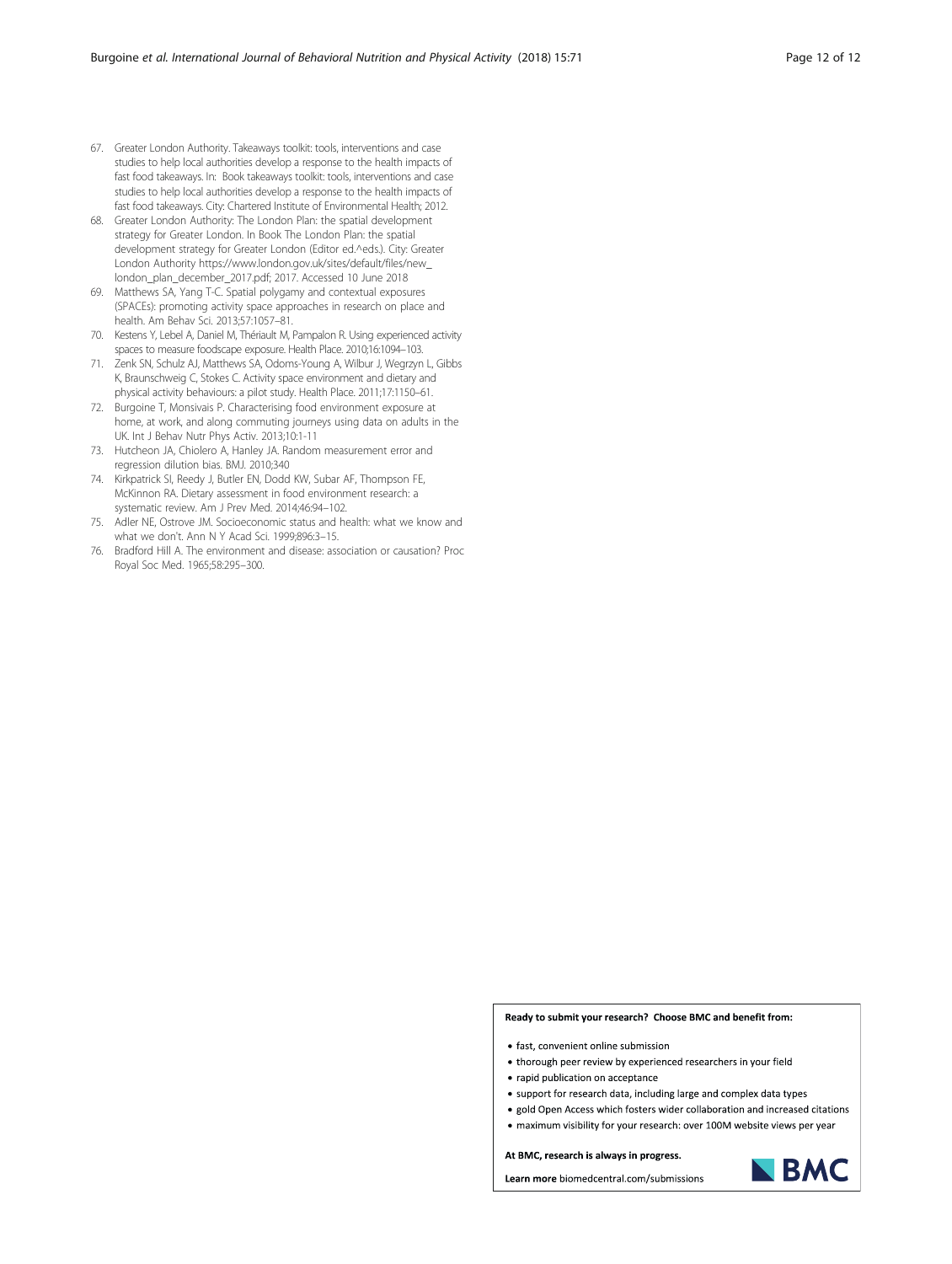67. Greater London Authority. Takeaways toolkit: tools, interventions and case studies to help local authorities develop a response to the health impacts of fast food takeaways. In: Book takeaways toolkit: tools, interventions and case studies to help local authorities develop a response to the health impacts of fast food takeaways. City: Chartered Institute of Environmental Health; 2012.
68. Greater London Authority: The London Plan: the spatial development strategy for Greater London. In Book The London Plan: the spatial development strategy for Greater London (Editor ed.^eds.). City: Greater London Authority https://www.london.gov.uk/sites/default/files/new_london_plan_december_2017.pdf; 2017. Accessed 10 June 2018
69. Matthews SA, Yang T-C. Spatial polygamy and contextual exposures (SPACEs): promoting activity space approaches in research on place and health. Am Behav Sci. 2013;57:1057–81.
70. Kestens Y, Lebel A, Daniel M, Thériault M, Pampalon R. Using experienced activity spaces to measure foodscape exposure. Health Place. 2010;16:1094–103.
71. Zenk SN, Schulz AJ, Matthews SA, Odoms-Young A, Wilbur J, Wegrzyn L, Gibbs K, Braunschweig C, Stokes C. Activity space environment and dietary and physical activity behaviours: a pilot study. Health Place. 2011;17:1150–61.
72. Burgoine T, Monsivais P. Characterising food environment exposure at home, at work, and along commuting journeys using data on adults in the UK. Int J Behav Nutr Phys Activ. 2013;10:1-11
73. Hutcheon JA, Chiolero A, Hanley JA. Random measurement error and regression dilution bias. BMJ. 2010;340
74. Kirkpatrick SI, Reedy J, Butler EN, Dodd KW, Subar AF, Thompson FE, McKinnon RA. Dietary assessment in food environment research: a systematic review. Am J Prev Med. 2014;46:94–102.
75. Adler NE, Ostrove JM. Socioeconomic status and health: what we know and what we don't. Ann N Y Acad Sci. 1999;896:3–15.
76. Bradford Hill A. The environment and disease: association or causation? Proc Royal Soc Med. 1965;58:295–300.

**Ready to submit your research? Choose BMC and benefit from:**

- fast, convenient online submission
- thorough peer review by experienced researchers in your field
- rapid publication on acceptance
- support for research data, including large and complex data types
- gold Open Access which fosters wider collaboration and increased citations
- maximum visibility for your research: over 100M website views per year

**At BMC, research is always in progress.**

**Learn more** biomedcentral.com/submissions

BMC